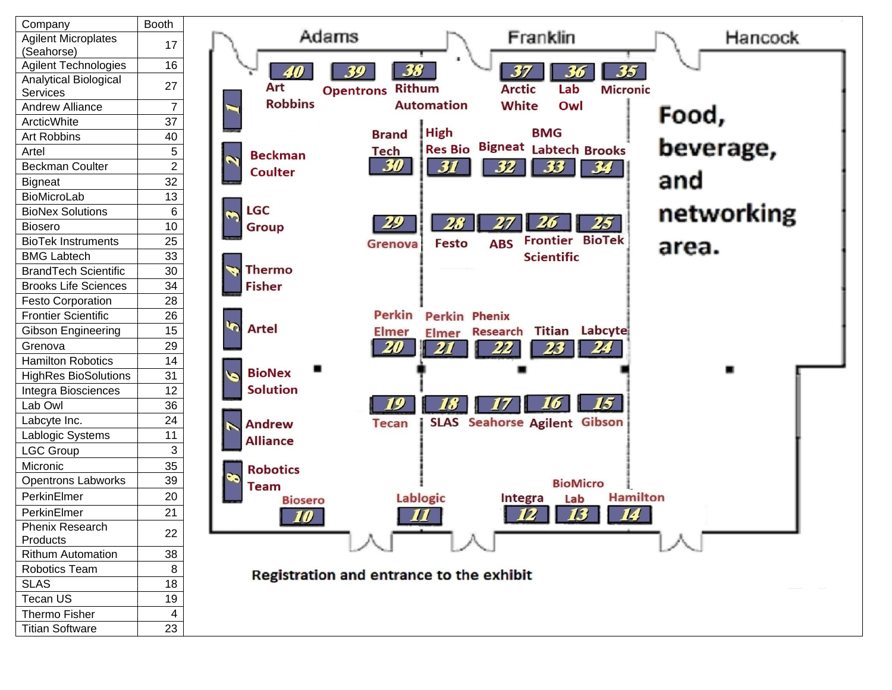| Company | Booth |
|---|---|
| Agilent Microplates (Seahorse) | 17 |
| Agilent Technologies | 16 |
| Analytical Biological Services | 27 |
| Andrew Alliance | 7 |
| ArcticWhite | 37 |
| Art Robbins | 40 |
| Artel | 5 |
| Beckman Coulter | 2 |
| Bigneat | 32 |
| BioMicroLab | 13 |
| BioNex Solutions | 6 |
| Biosero | 10 |
| BioTek Instruments | 25 |
| BMG Labtech | 33 |
| BrandTech Scientific | 30 |
| Brooks Life Sciences | 34 |
| Festo Corporation | 28 |
| Frontier Scientific | 26 |
| Gibson Engineering | 15 |
| Grenova | 29 |
| Hamilton Robotics | 14 |
| HighRes BioSolutions | 31 |
| Integra Biosciences | 12 |
| Lab Owl | 36 |
| Labcyte Inc. | 24 |
| Lablogic Systems | 11 |
| LGC Group | 3 |
| Micronic | 35 |
| Opentrons Labworks | 39 |
| PerkinElmer | 20 |
| PerkinElmer | 21 |
| Phenix Research Products | 22 |
| Rithum Automation | 38 |
| Robotics Team | 8 |
| SLAS | 18 |
| Tecan US | 19 |
| Thermo Fisher | 4 |
| Titian Software | 23 |

Adams | Franklin | Hancock

40 Art Robbins | 39 Opentrons | 38 Rithum Automation | 37 Arctic White | 36 Lab Owl | 35 Micronic

1

2 Beckman Coulter

30 Brand Tech | 31 High Res Bio | 32 Bigneat | 33 BMG Labtech | 34 Brooks

Food, beverage, and networking area.

3 LGC Group

29 Grenova | 28 Festo | 27 ABS | 26 Frontier Scientific | 25 BioTek

4 Thermo Fisher

5 Artel

20 Perkin Elmer | 21 Perkin Elmer | 22 Phenix Research | 23 Titian | 24 Labcyte

6 BioNex Solution

19 Tecan | 18 SLAS | 17 Seahorse | 16 Agilent | 15 Gibson

7 Andrew Alliance

8 Robotics Team

10 Biosero | 11 Lablogic | 12 Integra | 13 BioMicro Lab | 14 Hamilton

Registration and entrance to the exhibit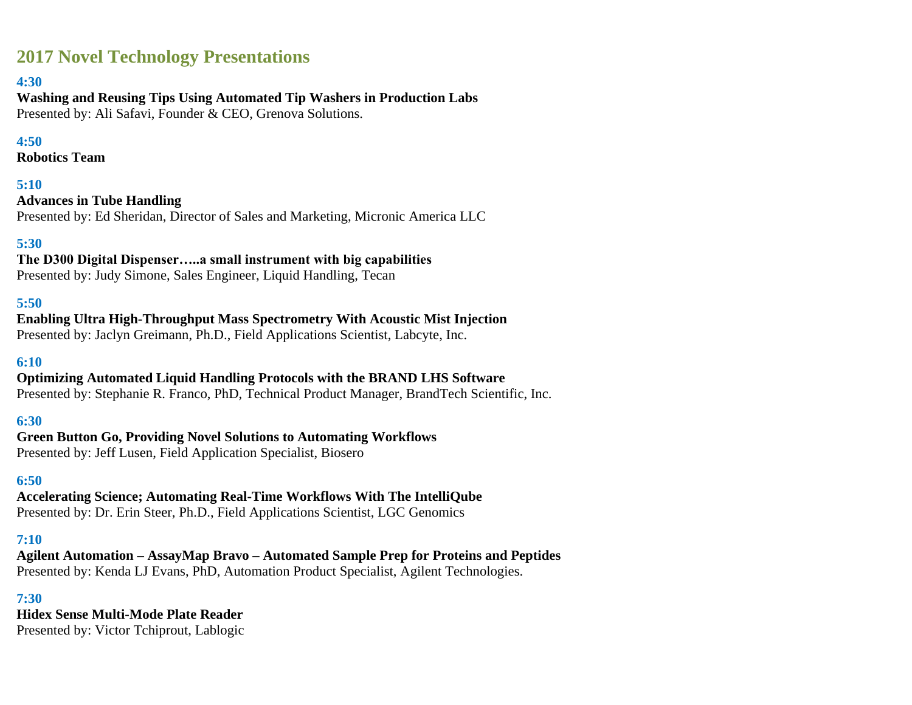## 2017 Novel Technology Presentations

**4:30**

**Washing and Reusing Tips Using Automated Tip Washers in Production Labs**
Presented by: Ali Safavi, Founder & CEO, Grenova Solutions.

**4:50**

**Robotics Team**

**5:10**

**Advances in Tube Handling**
Presented by: Ed Sheridan, Director of Sales and Marketing, Micronic America LLC

**5:30**

**The D300 Digital Dispenser…..a small instrument with big capabilities**
Presented by: Judy Simone, Sales Engineer, Liquid Handling, Tecan

**5:50**

**Enabling Ultra High-Throughput Mass Spectrometry With Acoustic Mist Injection**
Presented by: Jaclyn Greimann, Ph.D., Field Applications Scientist, Labcyte, Inc.

**6:10**

**Optimizing Automated Liquid Handling Protocols with the BRAND LHS Software**
Presented by: Stephanie R. Franco, PhD, Technical Product Manager, BrandTech Scientific, Inc.

**6:30**

**Green Button Go, Providing Novel Solutions to Automating Workflows**
Presented by: Jeff Lusen, Field Application Specialist, Biosero

**6:50**

**Accelerating Science; Automating Real-Time Workflows With The IntelliQube**
Presented by: Dr. Erin Steer, Ph.D., Field Applications Scientist, LGC Genomics

**7:10**

**Agilent Automation – AssayMap Bravo – Automated Sample Prep for Proteins and Peptides**
Presented by: Kenda LJ Evans, PhD, Automation Product Specialist, Agilent Technologies.

**7:30**

**Hidex Sense Multi-Mode Plate Reader**
Presented by: Victor Tchiprout, Lablogic